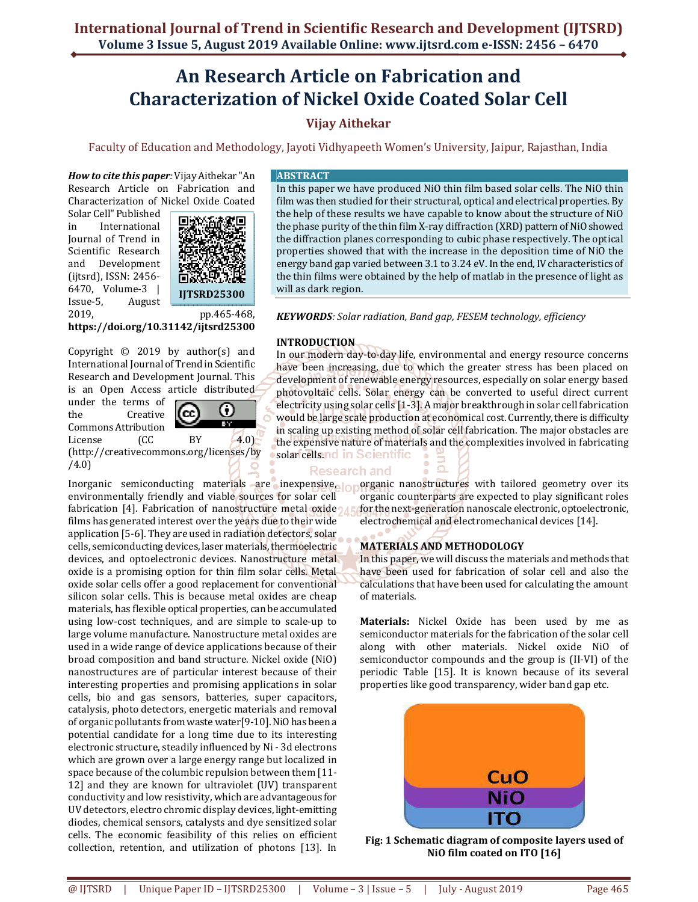# An Research Article on Fabrication and Characterization of Nickel Oxide Coated Solar Cell

**Vijay Aithekar**

Faculty of Education and Methodology, Jayoti Vidhyapeeth Women's University, Jaipur, Rajasthan, India

***How to cite this paper*:** Vijay Aithekar "An Research Article on Fabrication and Characterization of Nickel Oxide Coated Solar Cell" Published in International Journal of Trend in Scientific Research and Development (ijtsrd), ISSN: 2456-6470, Volume-3 | Issue-5, August 2019, pp.465-468, **https://doi.org/10.31142/ijtsrd25300**

IJTSRD25300

Copyright © 2019 by author(s) and International Journal of Trend in Scientific Research and Development Journal. This is an Open Access article distributed under the terms of the Creative Commons Attribution License (CC BY 4.0) (http://creativecommons.org/licenses/by/4.0)

## ABSTRACT

In this paper we have produced NiO thin film based solar cells. The NiO thin film was then studied for their structural, optical and electrical properties. By the help of these results we have capable to know about the structure of NiO the phase purity of the thin film X-ray diffraction (XRD) pattern of NiO showed the diffraction planes corresponding to cubic phase respectively. The optical properties showed that with the increase in the deposition time of NiO the energy band gap varied between 3.1 to 3.24 eV. In the end, IV characteristics of the thin films were obtained by the help of matlab in the presence of light as well as dark region.

***KEYWORDS***: *Solar radiation, Band gap, FESEM technology, efficiency*

## INTRODUCTION

In our modern day-to-day life, environmental and energy resource concerns have been increasing, due to which the greater stress has been placed on development of renewable energy resources, especially on solar energy based photovoltaic cells. Solar energy can be converted to useful direct current electricity using solar cells [1-3]. A major breakthrough in solar cell fabrication would be large scale production at economical cost. Currently, there is difficulty in scaling up existing method of solar cell fabrication. The major obstacles are the expensive nature of materials and the complexities involved in fabricating solar cells.

Inorganic semiconducting materials are inexpensive, environmentally friendly and viable sources for solar cell fabrication [4]. Fabrication of nanostructure metal oxide films has generated interest over the years due to their wide application [5-6]. They are used in radiation detectors, solar cells, semiconducting devices, laser materials, thermoelectric devices, and optoelectronic devices. Nanostructure metal oxide is a promising option for thin film solar cells. Metal oxide solar cells offer a good replacement for conventional silicon solar cells. This is because metal oxides are cheap materials, has flexible optical properties, can be accumulated using low-cost techniques, and are simple to scale-up to large volume manufacture. Nanostructure metal oxides are used in a wide range of device applications because of their broad composition and band structure. Nickel oxide (NiO) nanostructures are of particular interest because of their interesting properties and promising applications in solar cells, bio and gas sensors, batteries, super capacitors, catalysis, photo detectors, energetic materials and removal of organic pollutants from waste water[9-10]. NiO has been a potential candidate for a long time due to its interesting electronic structure, steadily influenced by Ni - 3d electrons which are grown over a large energy range but localized in space because of the columbic repulsion between them [11-12] and they are known for ultraviolet (UV) transparent conductivity and low resistivity, which are advantageous for UV detectors, electro chromic display devices, light-emitting diodes, chemical sensors, catalysts and dye sensitized solar cells. The economic feasibility of this relies on efficient collection, retention, and utilization of photons [13]. In organic nanostructures with tailored geometry over its organic counterparts are expected to play significant roles for the next-generation nanoscale electronic, optoelectronic, electrochemical and electromechanical devices [14].

## MATERIALS AND METHODOLOGY

In this paper, we will discuss the materials and methods that have been used for fabrication of solar cell and also the calculations that have been used for calculating the amount of materials.

**Materials:** Nickel Oxide has been used by me as semiconductor materials for the fabrication of the solar cell along with other materials. Nickel oxide NiO of semiconductor compounds and the group is (II-VI) of the periodic Table [15]. It is known because of its several properties like good transparency, wider band gap etc.

CuO

NiO

ITO

**Fig: 1 Schematic diagram of composite layers used of NiO film coated on ITO [16]**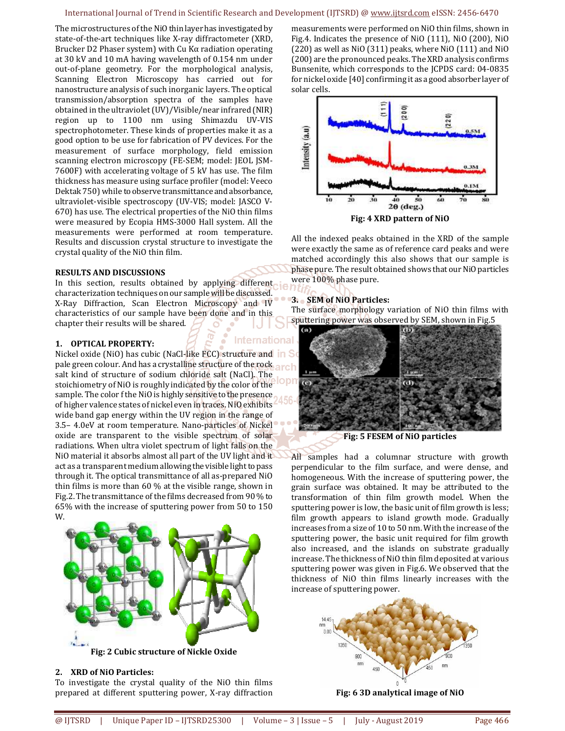The microstructures of the NiO thin layer has investigated by state-of-the-art techniques like X-ray diffractometer (XRD, Brucker D2 Phaser system) with Cu Kα radiation operating at 30 kV and 10 mA having wavelength of 0.154 nm under out-of-plane geometry. For the morphological analysis, Scanning Electron Microscopy has carried out for nanostructure analysis of such inorganic layers. The optical transmission/absorption spectra of the samples have obtained in the ultraviolet (UV)/Visible/near infrared (NIR) region up to 1100 nm using Shimazdu UV-VIS spectrophotometer. These kinds of properties make it as a good option to be use for fabrication of PV devices. For the measurement of surface morphology, field emission scanning electron microscopy (FE-SEM; model: JEOL JSM-7600F) with accelerating voltage of 5 kV has use. The film thickness has measure using surface profiler (model: Veeco Dektak 750) while to observe transmittance and absorbance, ultraviolet-visible spectroscopy (UV-VIS; model: JASCO V-670) has use. The electrical properties of the NiO thin films were measured by Ecopia HMS-3000 Hall system. All the measurements were performed at room temperature. Results and discussion crystal structure to investigate the crystal quality of the NiO thin film.

## RESULTS AND DISCUSSIONS

In this section, results obtained by applying different characterization techniques on our sample will be discussed. X-Ray Diffraction, Scan Electron Microscopy and IV characteristics of our sample have been done and in this chapter their results will be shared.

### 1. OPTICAL PROPERTY:

Nickel oxide (NiO) has cubic (NaCl-like FCC) structure and pale green colour. And has a crystalline structure of the rock salt kind of structure of sodium chloride salt (NaCl). The stoichiometry of NiO is roughly indicated by the color of the sample. The color f the NiO is highly sensitive to the presence of higher valence states of nickel even in traces. NiO exhibits wide band gap energy within the UV region in the range of 3.5– 4.0eV at room temperature. Nano-particles of Nickel oxide are transparent to the visible spectrum of solar radiations. When ultra violet spectrum of light falls on the NiO material it absorbs almost all part of the UV light and it act as a transparent medium allowing the visible light to pass through it. The optical transmittance of all as-prepared NiO thin films is more than 60 % at the visible range, shown in Fig.2. The transmittance of the films decreased from 90 % to 65% with the increase of sputtering power from 50 to 150 W.

**Fig: 2 Cubic structure of Nickle Oxide**

### 2. XRD of NiO Particles:

To investigate the crystal quality of the NiO thin films prepared at different sputtering power, X-ray diffraction measurements were performed on NiO thin films, shown in Fig.4. Indicates the presence of NiO (111), NiO (200), NiO (220) as well as NiO (311) peaks, where NiO (111) and NiO (200) are the pronounced peaks. The XRD analysis confirms Bunsenite, which corresponds to the JCPDS card: 04-0835 for nickel oxide [40] confirming it as a good absorber layer of solar cells.

**Fig: 4 XRD pattern of NiO**

All the indexed peaks obtained in the XRD of the sample were exactly the same as of reference card peaks and were matched accordingly this also shows that our sample is phase pure. The result obtained shows that our NiO particles were 100% phase pure.

### 3. SEM of NiO Particles:

The surface morphology variation of NiO thin films with sputtering power was observed by SEM, shown in Fig.5

**Fig: 5 FESEM of NiO particles**

All samples had a columnar structure with growth perpendicular to the film surface, and were dense, and homogeneous. With the increase of sputtering power, the grain surface was obtained. It may be attributed to the transformation of thin film growth model. When the sputtering power is low, the basic unit of film growth is less; film growth appears to island growth mode. Gradually increases from a size of 10 to 50 nm. With the increase of the sputtering power, the basic unit required for film growth also increased, and the islands on substrate gradually increase. The thickness of NiO thin film deposited at various sputtering power was given in Fig.6. We observed that the thickness of NiO thin films linearly increases with the increase of sputtering power.

**Fig: 6 3D analytical image of NiO**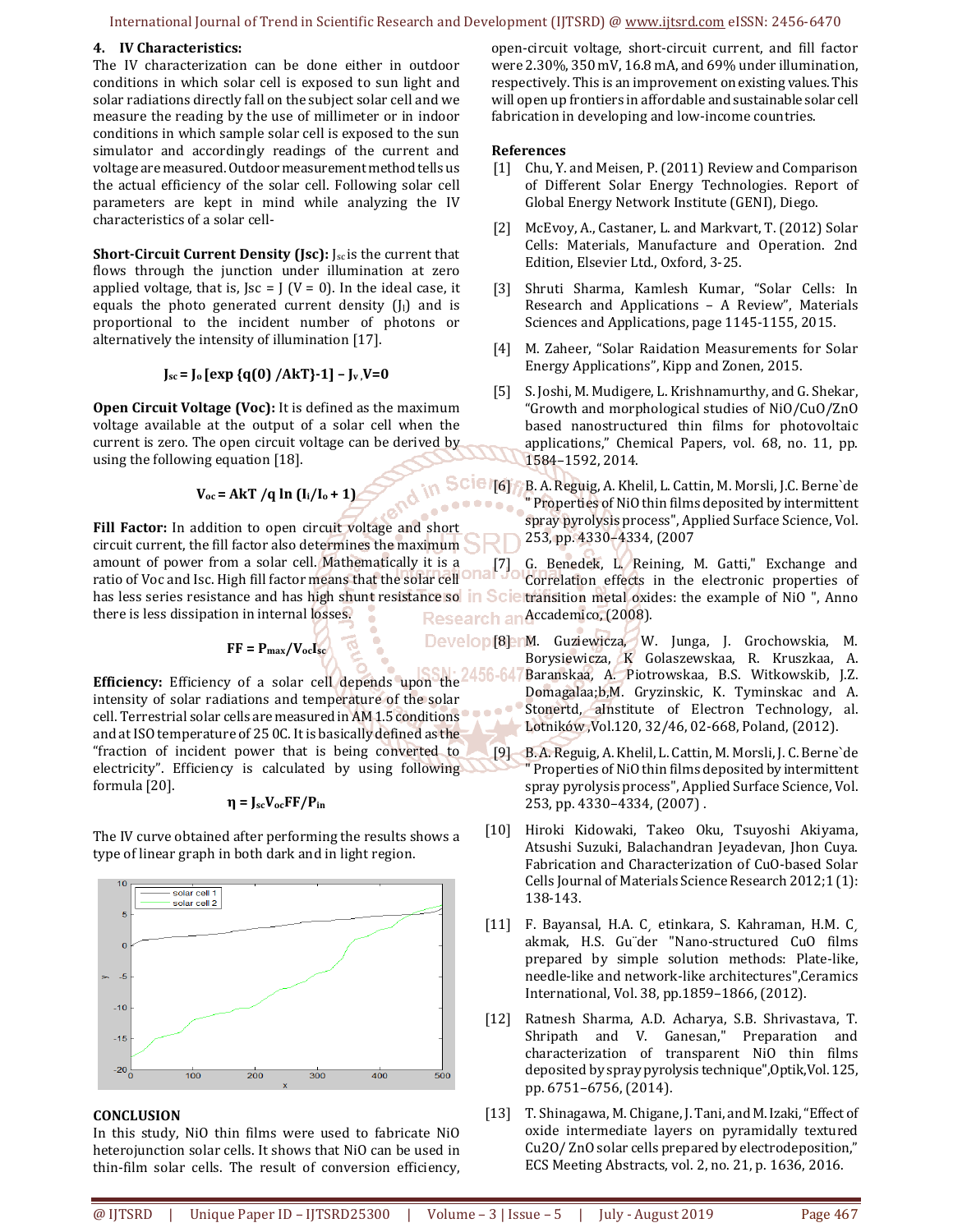## 4. IV Characteristics:

The IV characterization can be done either in outdoor conditions in which solar cell is exposed to sun light and solar radiations directly fall on the subject solar cell and we measure the reading by the use of millimeter or in indoor conditions in which sample solar cell is exposed to the sun simulator and accordingly readings of the current and voltage are measured. Outdoor measurement method tells us the actual efficiency of the solar cell. Following solar cell parameters are kept in mind while analyzing the IV characteristics of a solar cell-

**Short-Circuit Current Density (Jsc):** $J_{sc}$ is the current that flows through the junction under illumination at zero applied voltage, that is, Jsc = J (V = 0). In the ideal case, it equals the photo generated current density ($J_l$) and is proportional to the incident number of photons or alternatively the intensity of illumination [17].

$$J_{sc} = J_o [\exp \{q(0) / AkT\} - 1] - J_{v}, V=0$$

**Open Circuit Voltage (Voc):** It is defined as the maximum voltage available at the output of a solar cell when the current is zero. The open circuit voltage can be derived by using the following equation [18].

$$V_{oc} = AkT / q \ln (I_l / I_o + 1)$$

**Fill Factor:** In addition to open circuit voltage and short circuit current, the fill factor also determines the maximum amount of power from a solar cell. Mathematically it is a ratio of Voc and Isc. High fill factor means that the solar cell has less series resistance and has high shunt resistance so there is less dissipation in internal losses.

$$FF = P_{max} / V_{oc} I_{sc}$$

**Efficiency:** Efficiency of a solar cell depends upon the intensity of solar radiations and temperature of the solar cell. Terrestrial solar cells are measured in AM 1.5 conditions and at ISO temperature of 25 0C. It is basically defined as the "fraction of incident power that is being converted to electricity". Efficiency is calculated by using following formula [20].

$$\eta = J_{sc} V_{oc} FF / P_{in}$$

The IV curve obtained after performing the results shows a type of linear graph in both dark and in light region.

## CONCLUSION

In this study, NiO thin films were used to fabricate NiO heterojunction solar cells. It shows that NiO can be used in thin-film solar cells. The result of conversion efficiency, open-circuit voltage, short-circuit current, and fill factor were 2.30%, 350 mV, 16.8 mA, and 69% under illumination, respectively. This is an improvement on existing values. This will open up frontiers in affordable and sustainable solar cell fabrication in developing and low-income countries.

## References

[1] Chu, Y. and Meisen, P. (2011) Review and Comparison of Different Solar Energy Technologies. Report of Global Energy Network Institute (GENI), Diego.

[2] McEvoy, A., Castaner, L. and Markvart, T. (2012) Solar Cells: Materials, Manufacture and Operation. 2nd Edition, Elsevier Ltd., Oxford, 3-25.

[3] Shruti Sharma, Kamlesh Kumar, "Solar Cells: In Research and Applications – A Review", Materials Sciences and Applications, page 1145-1155, 2015.

[4] M. Zaheer, "Solar Raidation Measurements for Solar Energy Applications", Kipp and Zonen, 2015.

[5] S. Joshi, M. Mudigere, L. Krishnamurthy, and G. Shekar, "Growth and morphological studies of NiO/CuO/ZnO based nanostructured thin films for photovoltaic applications," Chemical Papers, vol. 68, no. 11, pp. 1584–1592, 2014.

[6] B. A. Reguig, A. Khelil, L. Cattin, M. Morsli, J.C. Berne`de " Properties of NiO thin films deposited by intermittent spray pyrolysis process", Applied Surface Science, Vol. 253, pp. 4330–4334, (2007

[7] G. Benedek, L. Reining, M. Gatti," Exchange and Correlation effects in the electronic properties of transition metal oxides: the example of NiO ", Anno Accademico, (2008).

[8] M. Guziewicza, W. Junga, J. Grochowskia, M. Borysiewicza, K Golaszewskaa, R. Kruszkaa, A. Baranskaa, A. Piotrowskaa, B.S. Witkowskib, J.Z. Domagalaa;b,M. Gryzinskic, K. Tyminskac and A. Stonertd, aInstitute of Electron Technology, al. Lotników ,Vol.120, 32/46, 02-668, Poland, (2012).

[9] B. A. Reguig, A. Khelil, L. Cattin, M. Morsli, J. C. Berne`de " Properties of NiO thin films deposited by intermittent spray pyrolysis process", Applied Surface Science, Vol. 253, pp. 4330–4334, (2007) .

[10] Hiroki Kidowaki, Takeo Oku, Tsuyoshi Akiyama, Atsushi Suzuki, Balachandran Jeyadevan, Jhon Cuya. Fabrication and Characterization of CuO-based Solar Cells Journal of Materials Science Research 2012;1 (1): 138-143.

[11] F. Bayansal, H.A. C¸ etinkara, S. Kahraman, H.M. C¸ akmak, H.S. Gu¨der "Nano-structured CuO films prepared by simple solution methods: Plate-like, needle-like and network-like architectures",Ceramics International, Vol. 38, pp.1859–1866, (2012).

[12] Ratnesh Sharma, A.D. Acharya, S.B. Shrivastava, T. Shripath and V. Ganesan," Preparation and characterization of transparent NiO thin films deposited by spray pyrolysis technique",Optik,Vol. 125, pp. 6751–6756, (2014).

[13] T. Shinagawa, M. Chigane, J. Tani, and M. Izaki, "Effect of oxide intermediate layers on pyramidally textured Cu2O/ ZnO solar cells prepared by electrodeposition," ECS Meeting Abstracts, vol. 2, no. 21, p. 1636, 2016.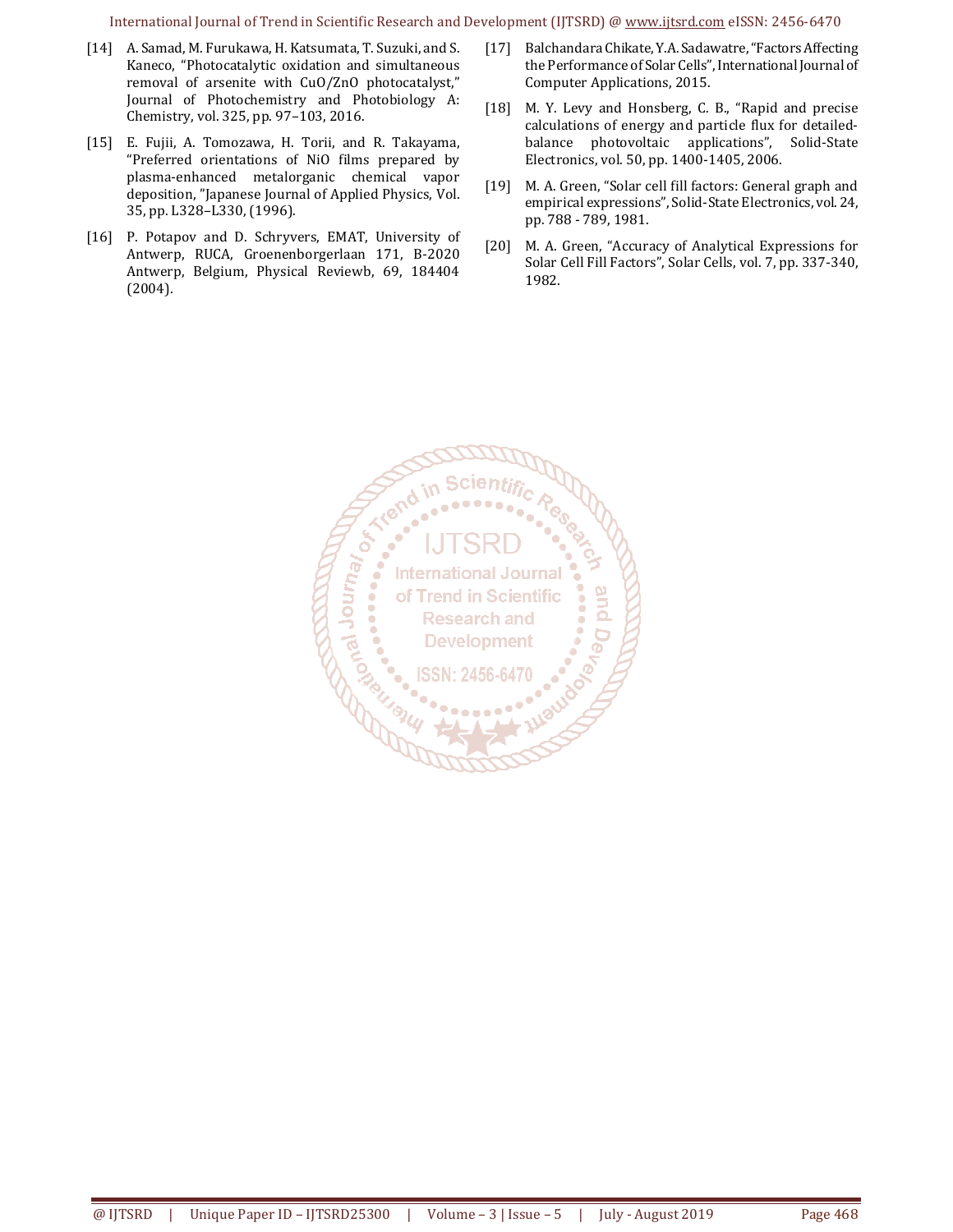[14] A. Samad, M. Furukawa, H. Katsumata, T. Suzuki, and S. Kaneco, "Photocatalytic oxidation and simultaneous removal of arsenite with CuO/ZnO photocatalyst," Journal of Photochemistry and Photobiology A: Chemistry, vol. 325, pp. 97–103, 2016.

[15] E. Fujii, A. Tomozawa, H. Torii, and R. Takayama, "Preferred orientations of NiO films prepared by plasma-enhanced metalorganic chemical vapor deposition, "Japanese Journal of Applied Physics, Vol. 35, pp. L328–L330, (1996).

[16] P. Potapov and D. Schryvers, EMAT, University of Antwerp, RUCA, Groenenborgerlaan 171, B-2020 Antwerp, Belgium, Physical Reviewb, 69, 184404 (2004).

[17] Balchandara Chikate, Y.A. Sadawatre, "Factors Affecting the Performance of Solar Cells", International Journal of Computer Applications, 2015.

[18] M. Y. Levy and Honsberg, C. B., "Rapid and precise calculations of energy and particle flux for detailed-balance photovoltaic applications", Solid-State Electronics, vol. 50, pp. 1400-1405, 2006.

[19] M. A. Green, "Solar cell fill factors: General graph and empirical expressions", Solid-State Electronics, vol. 24, pp. 788 - 789, 1981.

[20] M. A. Green, "Accuracy of Analytical Expressions for Solar Cell Fill Factors", Solar Cells, vol. 7, pp. 337-340, 1982.